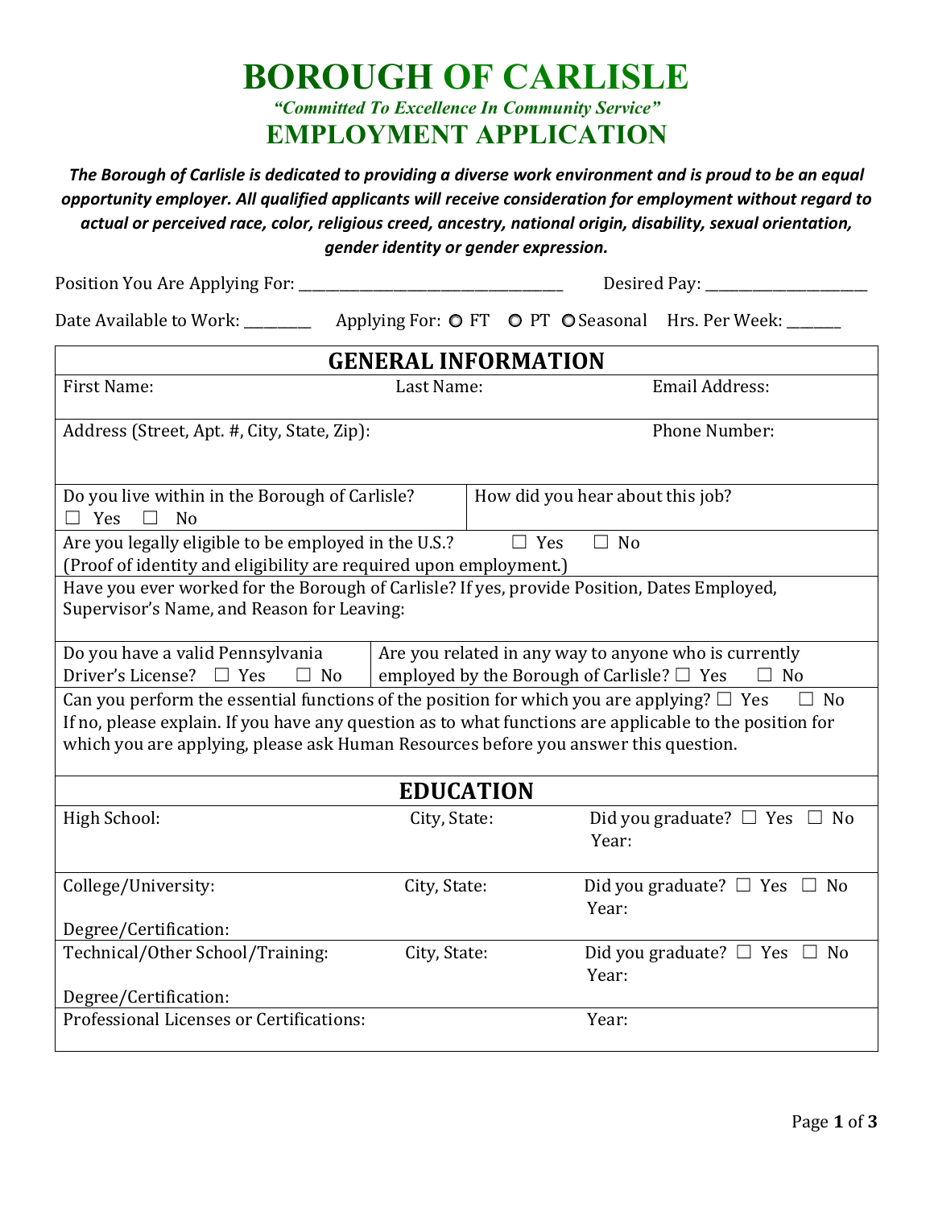# BOROUGH OF CARLISLE

***"Committed To Excellence In Community Service"***

## EMPLOYMENT APPLICATION

***The Borough of Carlisle is dedicated to providing a diverse work environment and is proud to be an equal opportunity employer. All qualified applicants will receive consideration for employment without regard to actual or perceived race, color, religious creed, ancestry, national origin, disability, sexual orientation, gender identity or gender expression.***

Position You Are Applying For: ___________________________________ Desired Pay: _____________________

Date Available to Work: _________ Applying For: ○ FT ○ PT ○ Seasonal Hrs. Per Week: _______

### GENERAL INFORMATION

| First Name: | Last Name: | Email Address: |
|---|---|---|
| Address (Street, Apt. #, City, State, Zip): | | Phone Number: |

| | |
|---|---|
| Do you live within in the Borough of Carlisle? ☐ Yes ☐ No | How did you hear about this job? |
| Are you legally eligible to be employed in the U.S.? ☐ Yes ☐ No (Proof of identity and eligibility are required upon employment.) | |
| Have you ever worked for the Borough of Carlisle? If yes, provide Position, Dates Employed, Supervisor's Name, and Reason for Leaving: | |
| Do you have a valid Pennsylvania Driver's License? ☐ Yes ☐ No | Are you related in any way to anyone who is currently employed by the Borough of Carlisle? ☐ Yes ☐ No |
| Can you perform the essential functions of the position for which you are applying? ☐ Yes ☐ No If no, please explain. If you have any question as to what functions are applicable to the position for which you are applying, please ask Human Resources before you answer this question. | |

### EDUCATION

| | | |
|---|---|---|
| High School: | City, State: | Did you graduate? ☐ Yes ☐ No Year: |
| College/University: Degree/Certification: | City, State: | Did you graduate? ☐ Yes ☐ No Year: |
| Technical/Other School/Training: Degree/Certification: | City, State: | Did you graduate? ☐ Yes ☐ No Year: |
| Professional Licenses or Certifications: | | Year: |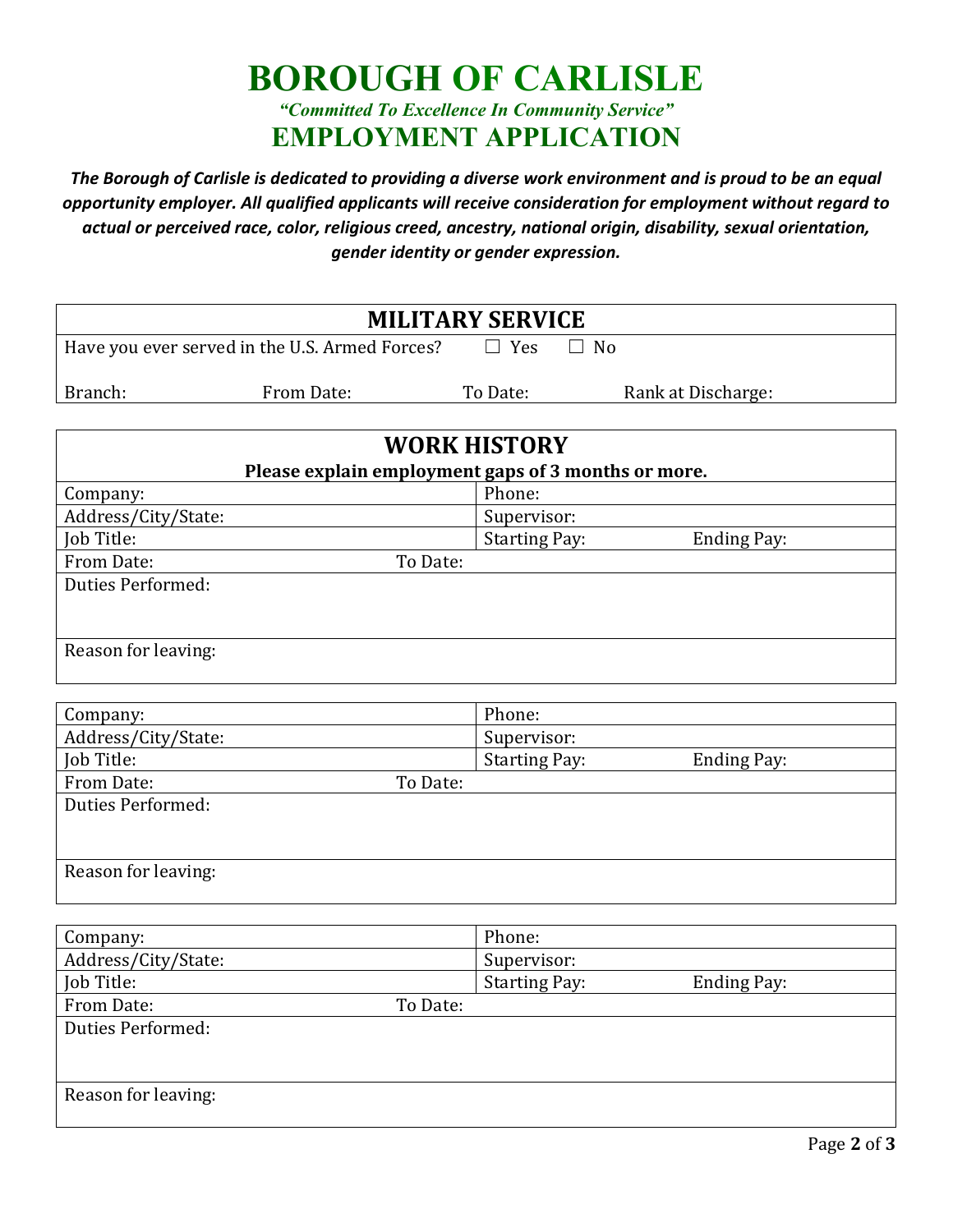# BOROUGH OF CARLISLE

***"Committed To Excellence In Community Service"***

## EMPLOYMENT APPLICATION

***The Borough of Carlisle is dedicated to providing a diverse work environment and is proud to be an equal opportunity employer. All qualified applicants will receive consideration for employment without regard to actual or perceived race, color, religious creed, ancestry, national origin, disability, sexual orientation, gender identity or gender expression.***

### MILITARY SERVICE

Have you ever served in the U.S. Armed Forces? ☐ Yes ☐ No

Branch: From Date: To Date: Rank at Discharge:

### WORK HISTORY

**Please explain employment gaps of 3 months or more.**

| Company: | Phone: |
|---|---|
| Address/City/State: | Supervisor: |
| Job Title: | Starting Pay: Ending Pay: |
| From Date: To Date: | |
| Duties Performed: | |
| Reason for leaving: | |

| Company: | Phone: |
|---|---|
| Address/City/State: | Supervisor: |
| Job Title: | Starting Pay: Ending Pay: |
| From Date: To Date: | |
| Duties Performed: | |
| Reason for leaving: | |

| Company: | Phone: |
|---|---|
| Address/City/State: | Supervisor: |
| Job Title: | Starting Pay: Ending Pay: |
| From Date: To Date: | |
| Duties Performed: | |
| Reason for leaving: | |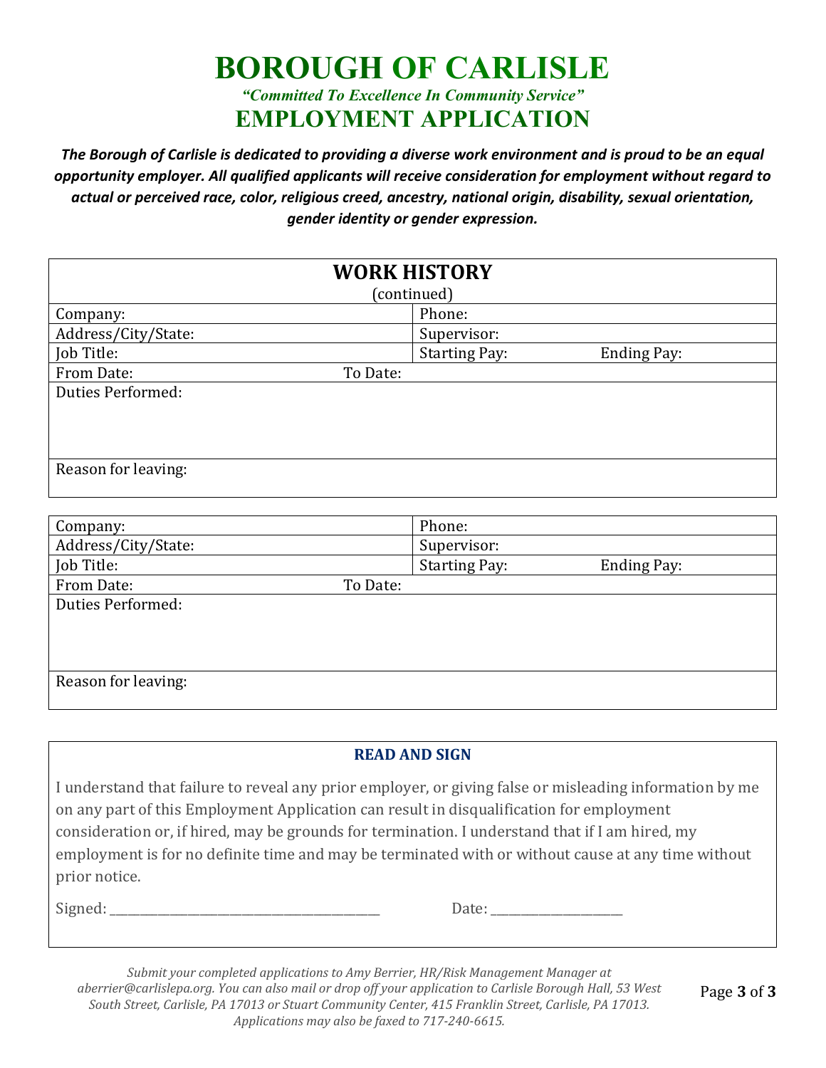# BOROUGH OF CARLISLE

***"Committed To Excellence In Community Service"***

## EMPLOYMENT APPLICATION

***The Borough of Carlisle is dedicated to providing a diverse work environment and is proud to be an equal opportunity employer. All qualified applicants will receive consideration for employment without regard to actual or perceived race, color, religious creed, ancestry, national origin, disability, sexual orientation, gender identity or gender expression.***

### WORK HISTORY

(continued)

| | | | |
|---|---|---|---|
| Company: | | Phone: | |
| Address/City/State: | | Supervisor: | |
| Job Title: | | Starting Pay: | Ending Pay: |
| From Date: | To Date: | | |
| Duties Performed: | | | |
| Reason for leaving: | | | |

| | | | |
|---|---|---|---|
| Company: | | Phone: | |
| Address/City/State: | | Supervisor: | |
| Job Title: | | Starting Pay: | Ending Pay: |
| From Date: | To Date: | | |
| Duties Performed: | | | |
| Reason for leaving: | | | |

### READ AND SIGN

I understand that failure to reveal any prior employer, or giving false or misleading information by me on any part of this Employment Application can result in disqualification for employment consideration or, if hired, may be grounds for termination. I understand that if I am hired, my employment is for no definite time and may be terminated with or without cause at any time without prior notice.

Signed: ___________________________________ Date: ________________

*Submit your completed applications to Amy Berrier, HR/Risk Management Manager at aberrier@carlislepa.org. You can also mail or drop off your application to Carlisle Borough Hall, 53 West South Street, Carlisle, PA 17013 or Stuart Community Center, 415 Franklin Street, Carlisle, PA 17013. Applications may also be faxed to 717-240-6615.*